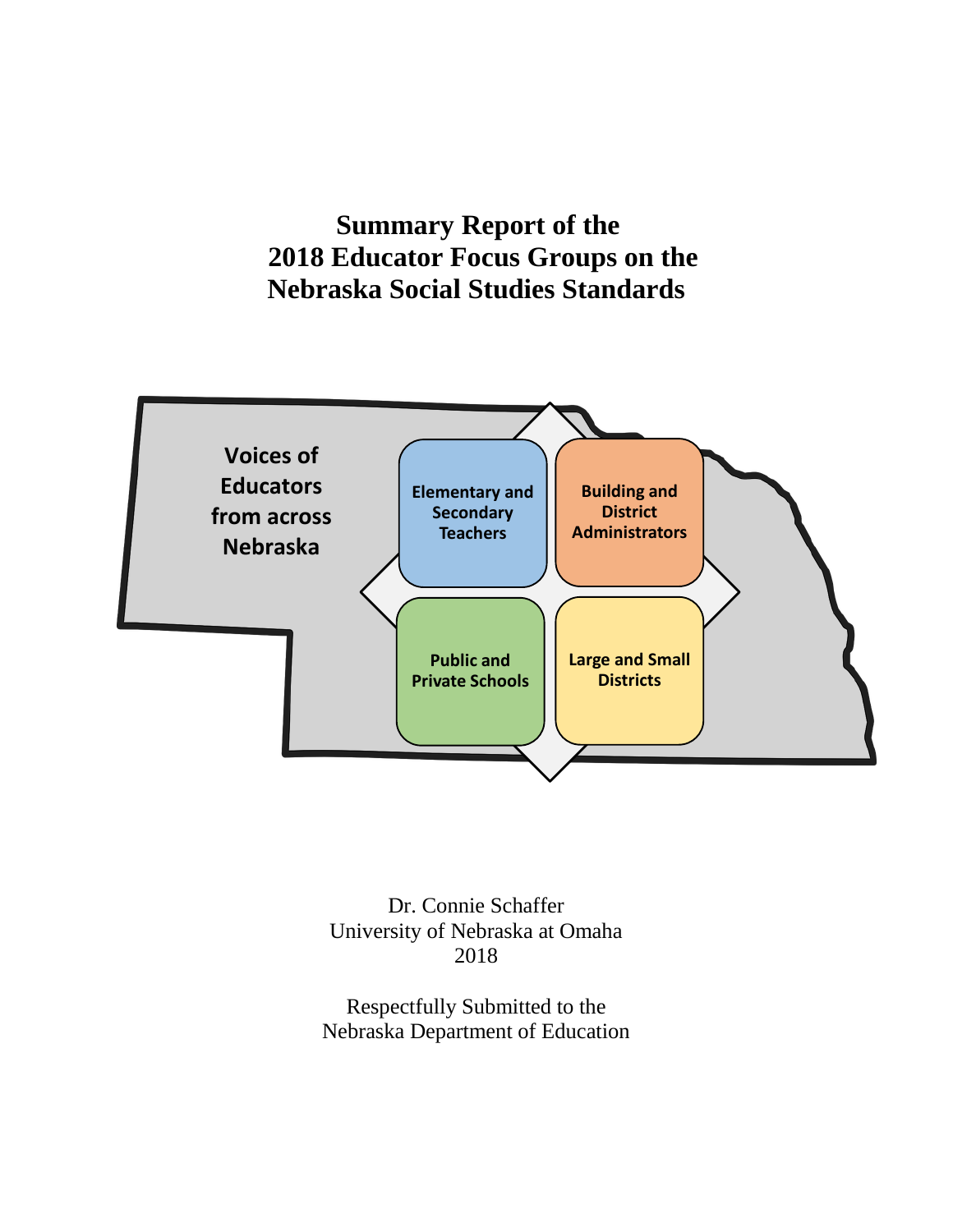# Summary Report of the 2018 Educator Focus Groups on the Nebraska Social Studies Standards

Voices of Educators from across Nebraska

- Elementary and Secondary Teachers
- Building and District Administrators
- Public and Private Schools
- Large and Small Districts

Dr. Connie Schaffer
University of Nebraska at Omaha
2018

Respectfully Submitted to the
Nebraska Department of Education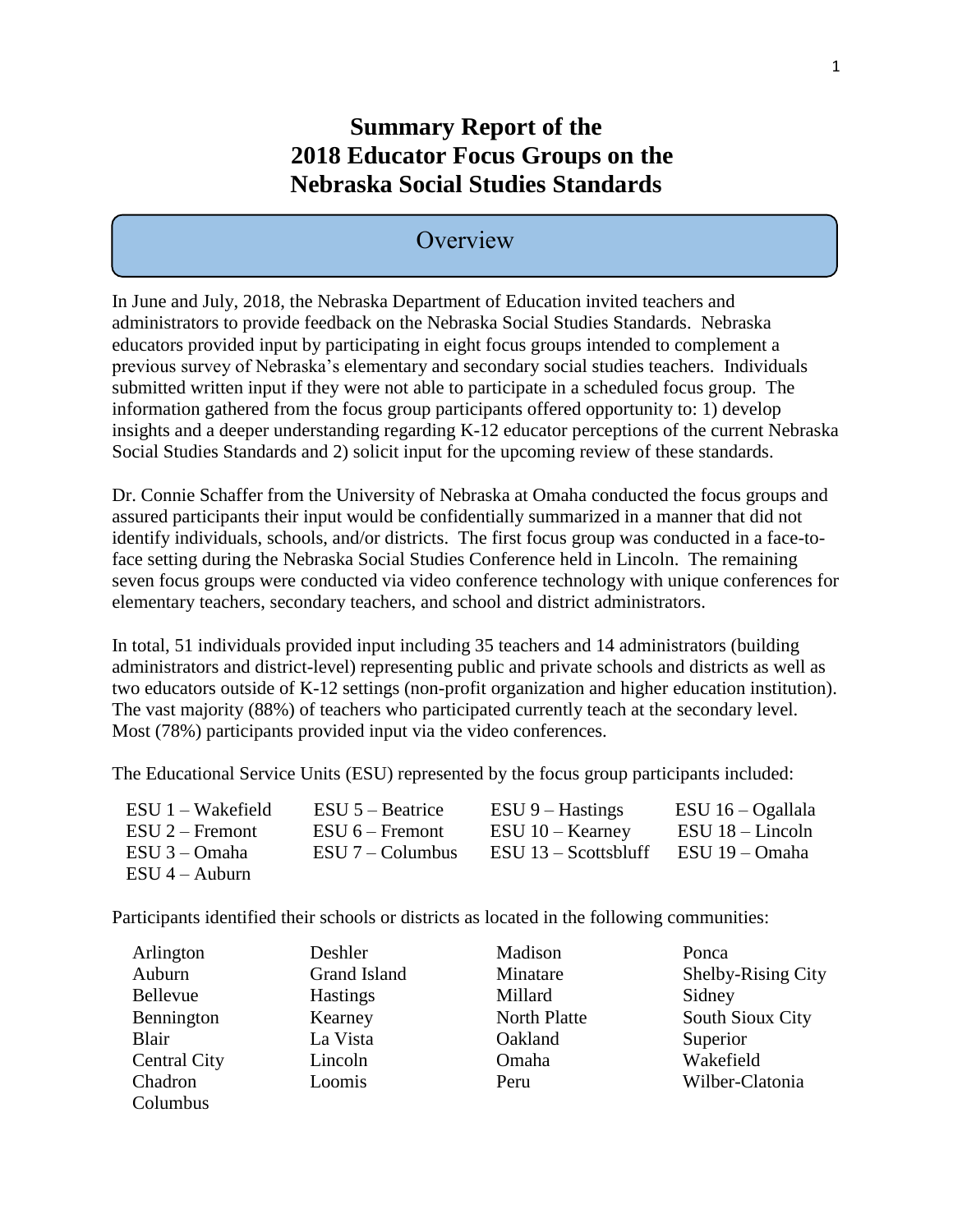# Summary Report of the 2018 Educator Focus Groups on the Nebraska Social Studies Standards

## Overview

In June and July, 2018, the Nebraska Department of Education invited teachers and administrators to provide feedback on the Nebraska Social Studies Standards. Nebraska educators provided input by participating in eight focus groups intended to complement a previous survey of Nebraska's elementary and secondary social studies teachers. Individuals submitted written input if they were not able to participate in a scheduled focus group. The information gathered from the focus group participants offered opportunity to: 1) develop insights and a deeper understanding regarding K-12 educator perceptions of the current Nebraska Social Studies Standards and 2) solicit input for the upcoming review of these standards.

Dr. Connie Schaffer from the University of Nebraska at Omaha conducted the focus groups and assured participants their input would be confidentially summarized in a manner that did not identify individuals, schools, and/or districts. The first focus group was conducted in a face-to-face setting during the Nebraska Social Studies Conference held in Lincoln. The remaining seven focus groups were conducted via video conference technology with unique conferences for elementary teachers, secondary teachers, and school and district administrators.

In total, 51 individuals provided input including 35 teachers and 14 administrators (building administrators and district-level) representing public and private schools and districts as well as two educators outside of K-12 settings (non-profit organization and higher education institution). The vast majority (88%) of teachers who participated currently teach at the secondary level. Most (78%) participants provided input via the video conferences.

The Educational Service Units (ESU) represented by the focus group participants included:

| | | | |
|---|---|---|---|
| ESU 1 – Wakefield | ESU 5 – Beatrice | ESU 9 – Hastings | ESU 16 – Ogallala |
| ESU 2 – Fremont | ESU 6 – Fremont | ESU 10 – Kearney | ESU 18 – Lincoln |
| ESU 3 – Omaha | ESU 7 – Columbus | ESU 13 – Scottsbluff | ESU 19 – Omaha |
| ESU 4 – Auburn | | | |

Participants identified their schools or districts as located in the following communities:

| | | | |
|---|---|---|---|
| Arlington | Deshler | Madison | Ponca |
| Auburn | Grand Island | Minatare | Shelby-Rising City |
| Bellevue | Hastings | Millard | Sidney |
| Bennington | Kearney | North Platte | South Sioux City |
| Blair | La Vista | Oakland | Superior |
| Central City | Lincoln | Omaha | Wakefield |
| Chadron | Loomis | Peru | Wilber-Clatonia |
| Columbus | | | |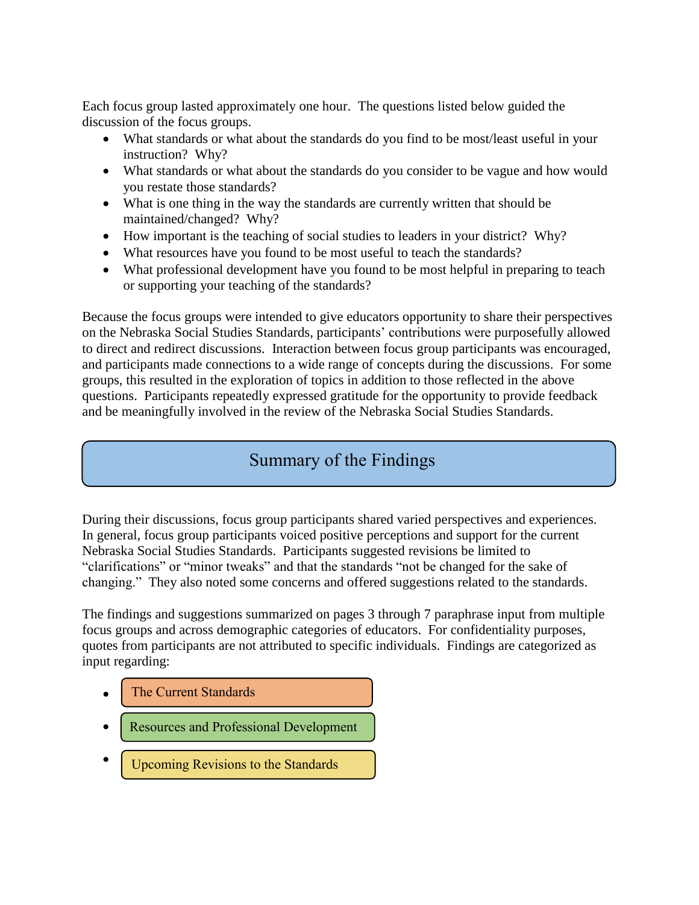Each focus group lasted approximately one hour. The questions listed below guided the discussion of the focus groups.

- What standards or what about the standards do you find to be most/least useful in your instruction? Why?
- What standards or what about the standards do you consider to be vague and how would you restate those standards?
- What is one thing in the way the standards are currently written that should be maintained/changed? Why?
- How important is the teaching of social studies to leaders in your district? Why?
- What resources have you found to be most useful to teach the standards?
- What professional development have you found to be most helpful in preparing to teach or supporting your teaching of the standards?

Because the focus groups were intended to give educators opportunity to share their perspectives on the Nebraska Social Studies Standards, participants' contributions were purposefully allowed to direct and redirect discussions. Interaction between focus group participants was encouraged, and participants made connections to a wide range of concepts during the discussions. For some groups, this resulted in the exploration of topics in addition to those reflected in the above questions. Participants repeatedly expressed gratitude for the opportunity to provide feedback and be meaningfully involved in the review of the Nebraska Social Studies Standards.

## Summary of the Findings

During their discussions, focus group participants shared varied perspectives and experiences. In general, focus group participants voiced positive perceptions and support for the current Nebraska Social Studies Standards. Participants suggested revisions be limited to "clarifications" or "minor tweaks" and that the standards "not be changed for the sake of changing." They also noted some concerns and offered suggestions related to the standards.

The findings and suggestions summarized on pages 3 through 7 paraphrase input from multiple focus groups and across demographic categories of educators. For confidentiality purposes, quotes from participants are not attributed to specific individuals. Findings are categorized as input regarding:

- The Current Standards
- Resources and Professional Development
- Upcoming Revisions to the Standards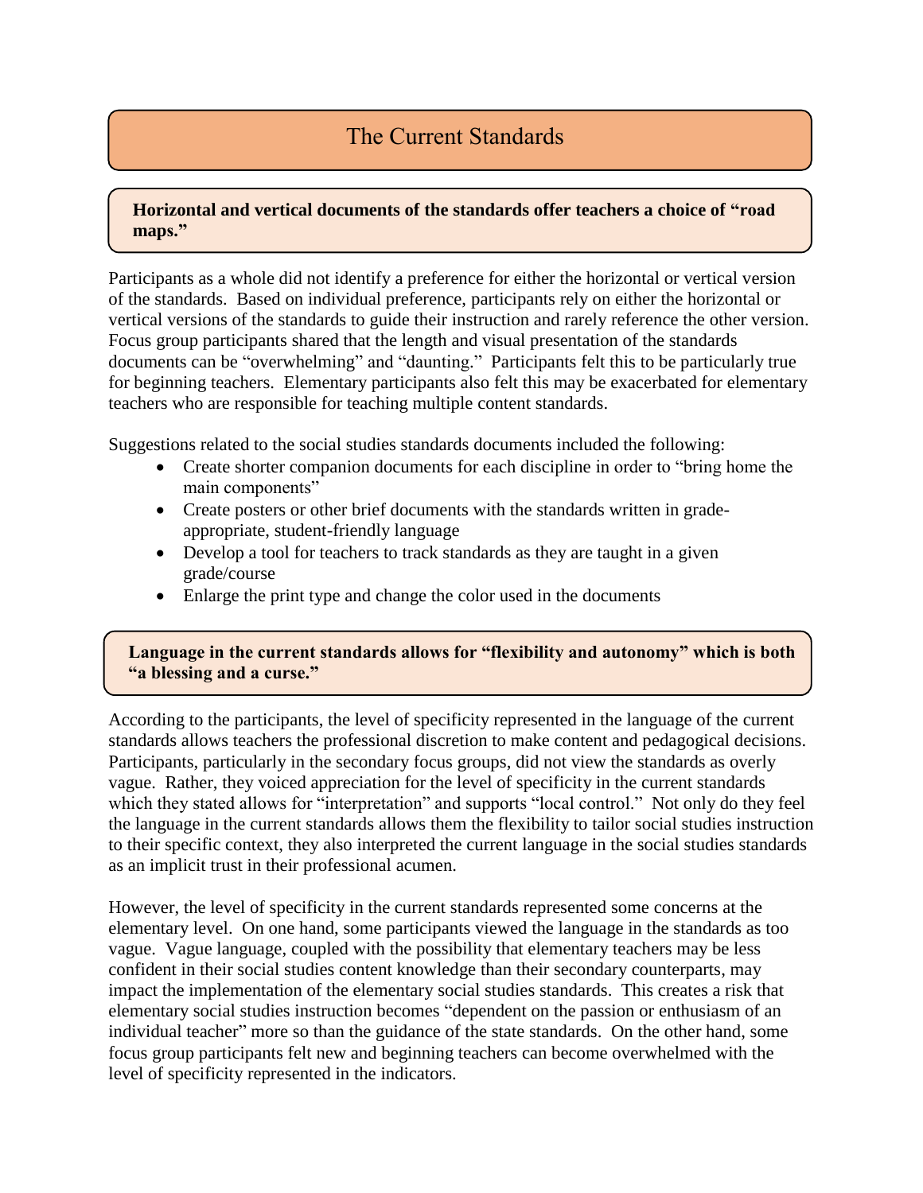# The Current Standards

**Horizontal and vertical documents of the standards offer teachers a choice of "road maps."**

Participants as a whole did not identify a preference for either the horizontal or vertical version of the standards. Based on individual preference, participants rely on either the horizontal or vertical versions of the standards to guide their instruction and rarely reference the other version. Focus group participants shared that the length and visual presentation of the standards documents can be "overwhelming" and "daunting." Participants felt this to be particularly true for beginning teachers. Elementary participants also felt this may be exacerbated for elementary teachers who are responsible for teaching multiple content standards.

Suggestions related to the social studies standards documents included the following:

- Create shorter companion documents for each discipline in order to "bring home the main components"
- Create posters or other brief documents with the standards written in grade-appropriate, student-friendly language
- Develop a tool for teachers to track standards as they are taught in a given grade/course
- Enlarge the print type and change the color used in the documents

**Language in the current standards allows for "flexibility and autonomy" which is both "a blessing and a curse."**

According to the participants, the level of specificity represented in the language of the current standards allows teachers the professional discretion to make content and pedagogical decisions. Participants, particularly in the secondary focus groups, did not view the standards as overly vague. Rather, they voiced appreciation for the level of specificity in the current standards which they stated allows for "interpretation" and supports "local control." Not only do they feel the language in the current standards allows them the flexibility to tailor social studies instruction to their specific context, they also interpreted the current language in the social studies standards as an implicit trust in their professional acumen.

However, the level of specificity in the current standards represented some concerns at the elementary level. On one hand, some participants viewed the language in the standards as too vague. Vague language, coupled with the possibility that elementary teachers may be less confident in their social studies content knowledge than their secondary counterparts, may impact the implementation of the elementary social studies standards. This creates a risk that elementary social studies instruction becomes "dependent on the passion or enthusiasm of an individual teacher" more so than the guidance of the state standards. On the other hand, some focus group participants felt new and beginning teachers can become overwhelmed with the level of specificity represented in the indicators.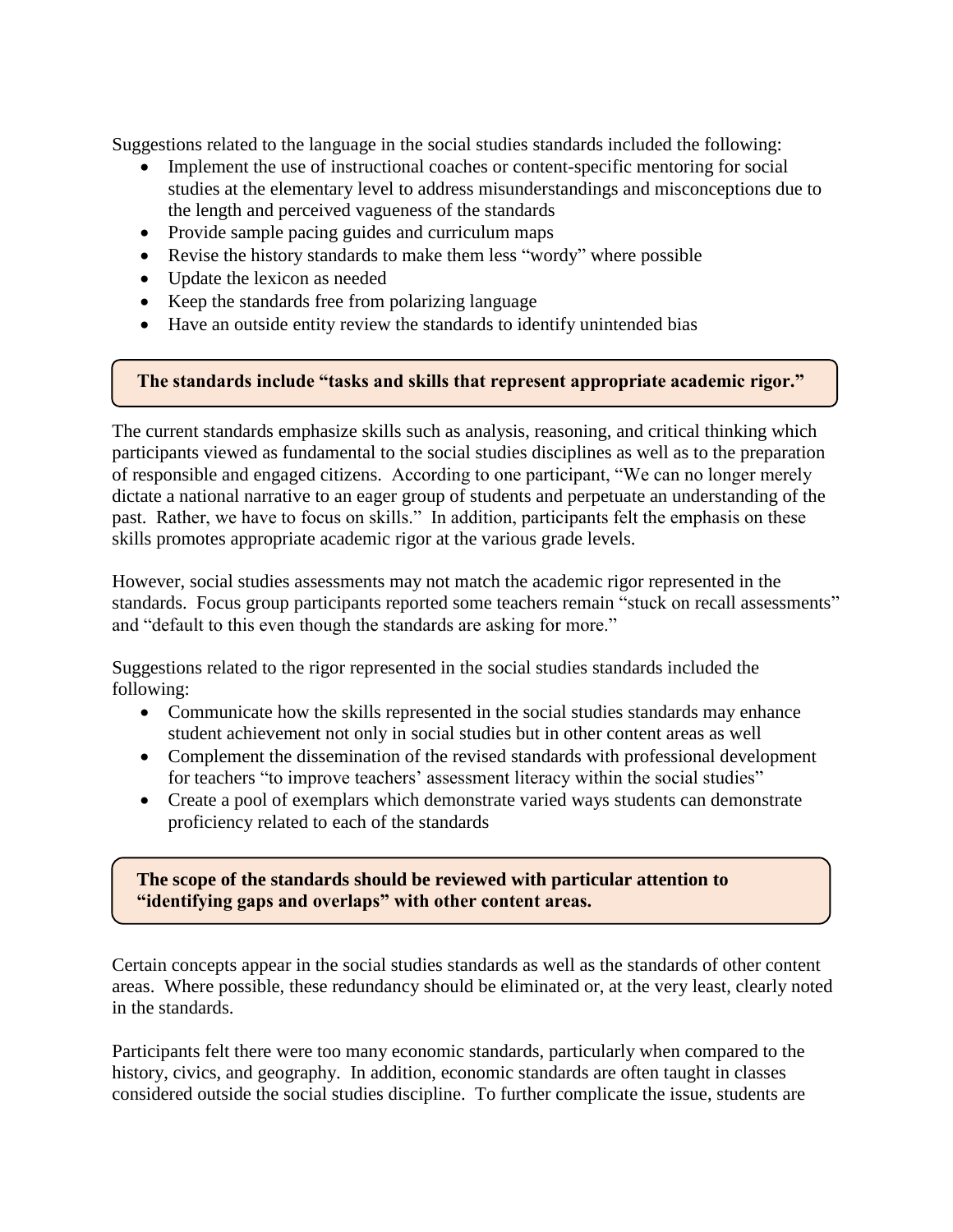Suggestions related to the language in the social studies standards included the following:

- Implement the use of instructional coaches or content-specific mentoring for social studies at the elementary level to address misunderstandings and misconceptions due to the length and perceived vagueness of the standards
- Provide sample pacing guides and curriculum maps
- Revise the history standards to make them less "wordy" where possible
- Update the lexicon as needed
- Keep the standards free from polarizing language
- Have an outside entity review the standards to identify unintended bias

**The standards include "tasks and skills that represent appropriate academic rigor."**

The current standards emphasize skills such as analysis, reasoning, and critical thinking which participants viewed as fundamental to the social studies disciplines as well as to the preparation of responsible and engaged citizens. According to one participant, "We can no longer merely dictate a national narrative to an eager group of students and perpetuate an understanding of the past. Rather, we have to focus on skills." In addition, participants felt the emphasis on these skills promotes appropriate academic rigor at the various grade levels.

However, social studies assessments may not match the academic rigor represented in the standards. Focus group participants reported some teachers remain "stuck on recall assessments" and "default to this even though the standards are asking for more."

Suggestions related to the rigor represented in the social studies standards included the following:

- Communicate how the skills represented in the social studies standards may enhance student achievement not only in social studies but in other content areas as well
- Complement the dissemination of the revised standards with professional development for teachers "to improve teachers' assessment literacy within the social studies"
- Create a pool of exemplars which demonstrate varied ways students can demonstrate proficiency related to each of the standards

**The scope of the standards should be reviewed with particular attention to "identifying gaps and overlaps" with other content areas.**

Certain concepts appear in the social studies standards as well as the standards of other content areas. Where possible, these redundancy should be eliminated or, at the very least, clearly noted in the standards.

Participants felt there were too many economic standards, particularly when compared to the history, civics, and geography. In addition, economic standards are often taught in classes considered outside the social studies discipline. To further complicate the issue, students are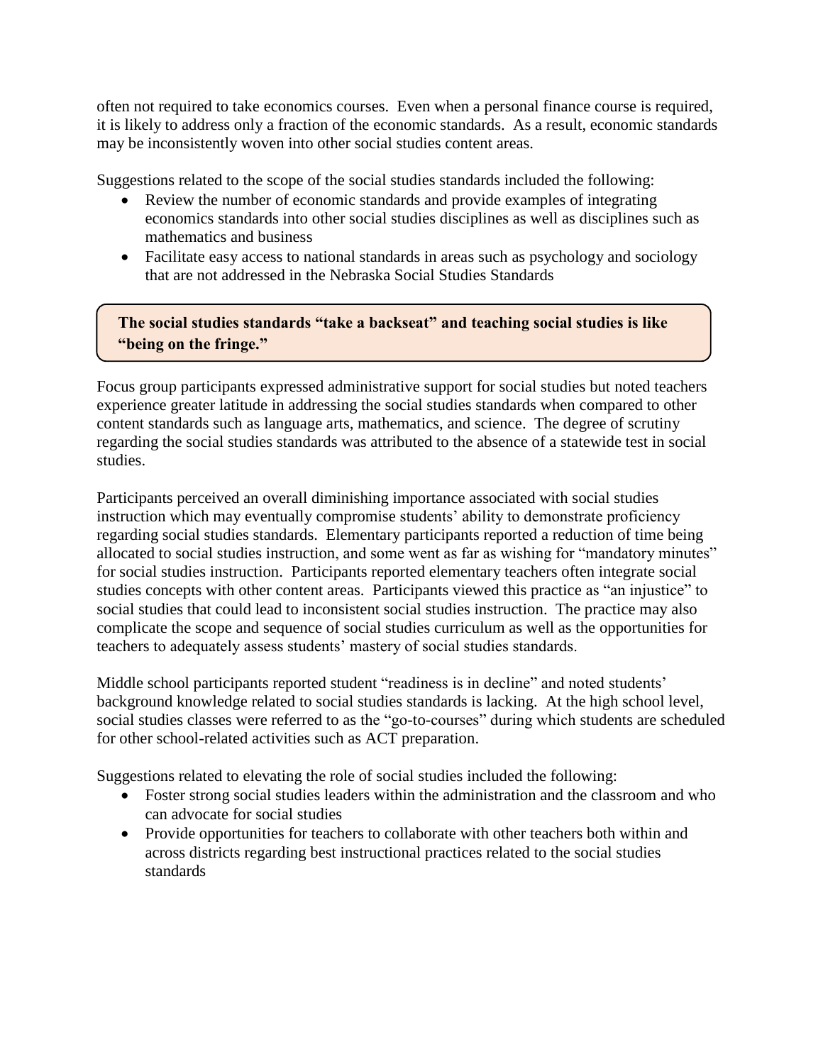often not required to take economics courses. Even when a personal finance course is required, it is likely to address only a fraction of the economic standards. As a result, economic standards may be inconsistently woven into other social studies content areas.

Suggestions related to the scope of the social studies standards included the following:

- Review the number of economic standards and provide examples of integrating economics standards into other social studies disciplines as well as disciplines such as mathematics and business
- Facilitate easy access to national standards in areas such as psychology and sociology that are not addressed in the Nebraska Social Studies Standards

**The social studies standards "take a backseat" and teaching social studies is like "being on the fringe."**

Focus group participants expressed administrative support for social studies but noted teachers experience greater latitude in addressing the social studies standards when compared to other content standards such as language arts, mathematics, and science. The degree of scrutiny regarding the social studies standards was attributed to the absence of a statewide test in social studies.

Participants perceived an overall diminishing importance associated with social studies instruction which may eventually compromise students' ability to demonstrate proficiency regarding social studies standards. Elementary participants reported a reduction of time being allocated to social studies instruction, and some went as far as wishing for "mandatory minutes" for social studies instruction. Participants reported elementary teachers often integrate social studies concepts with other content areas. Participants viewed this practice as "an injustice" to social studies that could lead to inconsistent social studies instruction. The practice may also complicate the scope and sequence of social studies curriculum as well as the opportunities for teachers to adequately assess students' mastery of social studies standards.

Middle school participants reported student "readiness is in decline" and noted students' background knowledge related to social studies standards is lacking. At the high school level, social studies classes were referred to as the "go-to-courses" during which students are scheduled for other school-related activities such as ACT preparation.

Suggestions related to elevating the role of social studies included the following:

- Foster strong social studies leaders within the administration and the classroom and who can advocate for social studies
- Provide opportunities for teachers to collaborate with other teachers both within and across districts regarding best instructional practices related to the social studies standards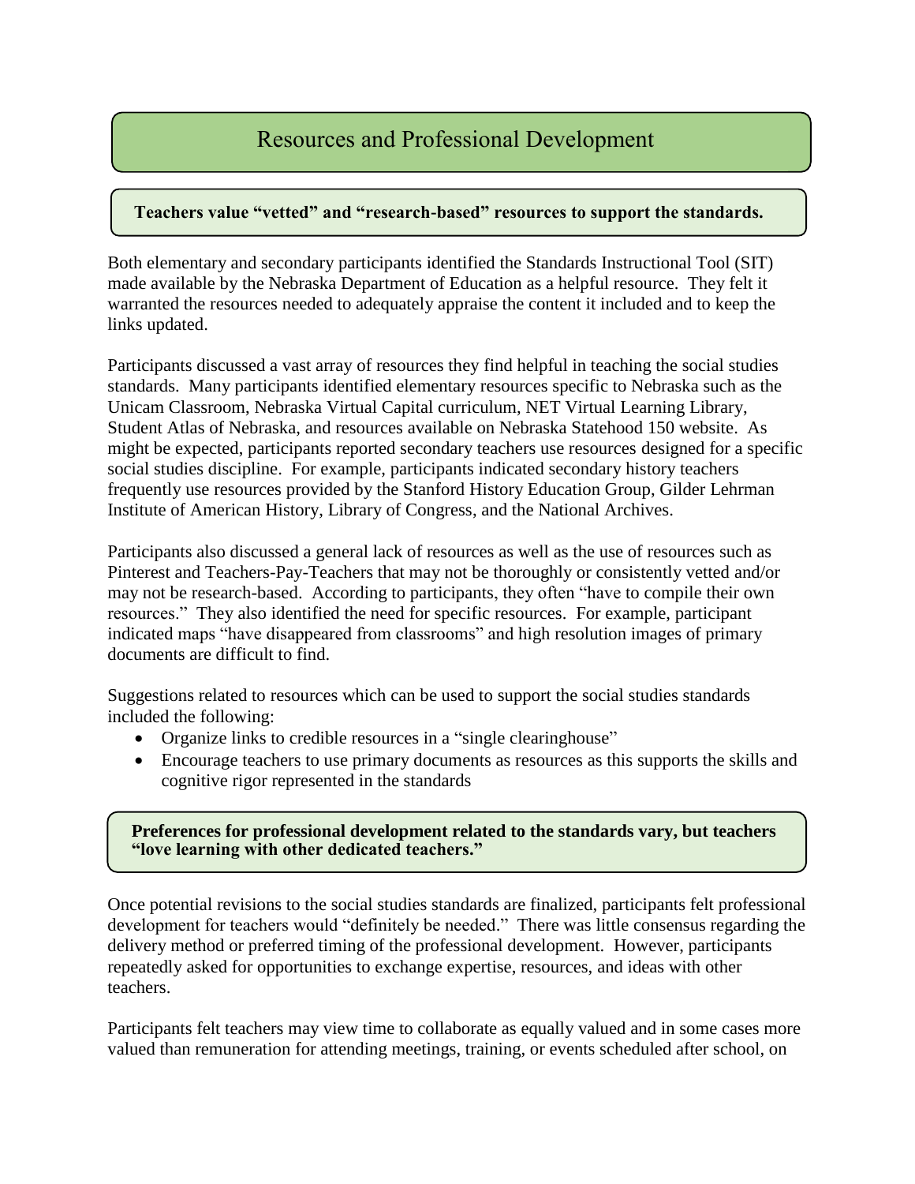## Resources and Professional Development

### Teachers value "vetted" and "research-based" resources to support the standards.

Both elementary and secondary participants identified the Standards Instructional Tool (SIT) made available by the Nebraska Department of Education as a helpful resource. They felt it warranted the resources needed to adequately appraise the content it included and to keep the links updated.

Participants discussed a vast array of resources they find helpful in teaching the social studies standards. Many participants identified elementary resources specific to Nebraska such as the Unicam Classroom, Nebraska Virtual Capital curriculum, NET Virtual Learning Library, Student Atlas of Nebraska, and resources available on Nebraska Statehood 150 website. As might be expected, participants reported secondary teachers use resources designed for a specific social studies discipline. For example, participants indicated secondary history teachers frequently use resources provided by the Stanford History Education Group, Gilder Lehrman Institute of American History, Library of Congress, and the National Archives.

Participants also discussed a general lack of resources as well as the use of resources such as Pinterest and Teachers-Pay-Teachers that may not be thoroughly or consistently vetted and/or may not be research-based. According to participants, they often "have to compile their own resources." They also identified the need for specific resources. For example, participant indicated maps "have disappeared from classrooms" and high resolution images of primary documents are difficult to find.

Suggestions related to resources which can be used to support the social studies standards included the following:

- Organize links to credible resources in a "single clearinghouse"
- Encourage teachers to use primary documents as resources as this supports the skills and cognitive rigor represented in the standards

### Preferences for professional development related to the standards vary, but teachers "love learning with other dedicated teachers."

Once potential revisions to the social studies standards are finalized, participants felt professional development for teachers would "definitely be needed." There was little consensus regarding the delivery method or preferred timing of the professional development. However, participants repeatedly asked for opportunities to exchange expertise, resources, and ideas with other teachers.

Participants felt teachers may view time to collaborate as equally valued and in some cases more valued than remuneration for attending meetings, training, or events scheduled after school, on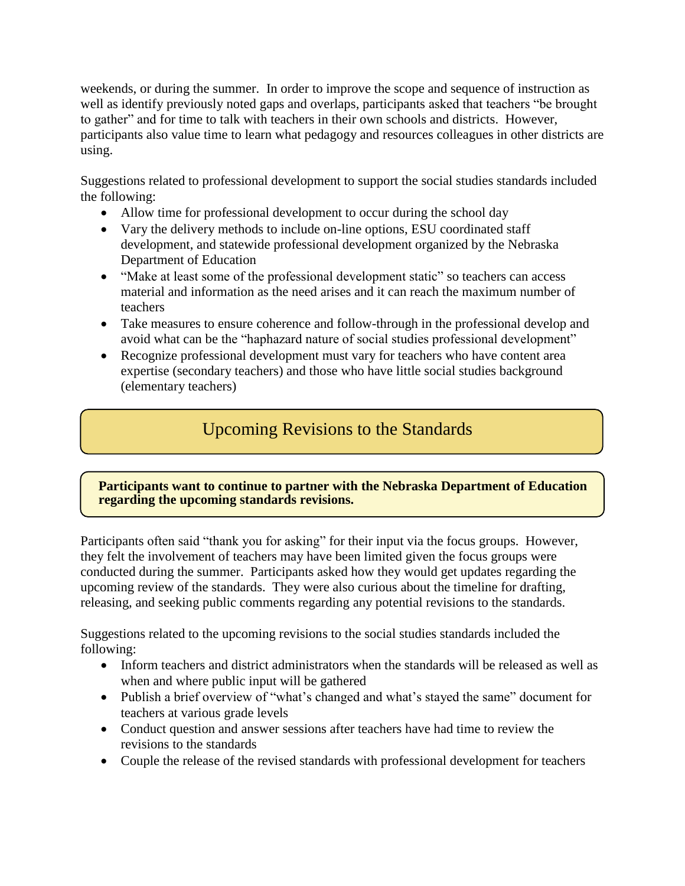weekends, or during the summer. In order to improve the scope and sequence of instruction as well as identify previously noted gaps and overlaps, participants asked that teachers "be brought to gather" and for time to talk with teachers in their own schools and districts. However, participants also value time to learn what pedagogy and resources colleagues in other districts are using.

Suggestions related to professional development to support the social studies standards included the following:

- Allow time for professional development to occur during the school day
- Vary the delivery methods to include on-line options, ESU coordinated staff development, and statewide professional development organized by the Nebraska Department of Education
- "Make at least some of the professional development static" so teachers can access material and information as the need arises and it can reach the maximum number of teachers
- Take measures to ensure coherence and follow-through in the professional develop and avoid what can be the "haphazard nature of social studies professional development"
- Recognize professional development must vary for teachers who have content area expertise (secondary teachers) and those who have little social studies background (elementary teachers)

## Upcoming Revisions to the Standards

**Participants want to continue to partner with the Nebraska Department of Education regarding the upcoming standards revisions.**

Participants often said "thank you for asking" for their input via the focus groups. However, they felt the involvement of teachers may have been limited given the focus groups were conducted during the summer. Participants asked how they would get updates regarding the upcoming review of the standards. They were also curious about the timeline for drafting, releasing, and seeking public comments regarding any potential revisions to the standards.

Suggestions related to the upcoming revisions to the social studies standards included the following:

- Inform teachers and district administrators when the standards will be released as well as when and where public input will be gathered
- Publish a brief overview of "what's changed and what's stayed the same" document for teachers at various grade levels
- Conduct question and answer sessions after teachers have had time to review the revisions to the standards
- Couple the release of the revised standards with professional development for teachers